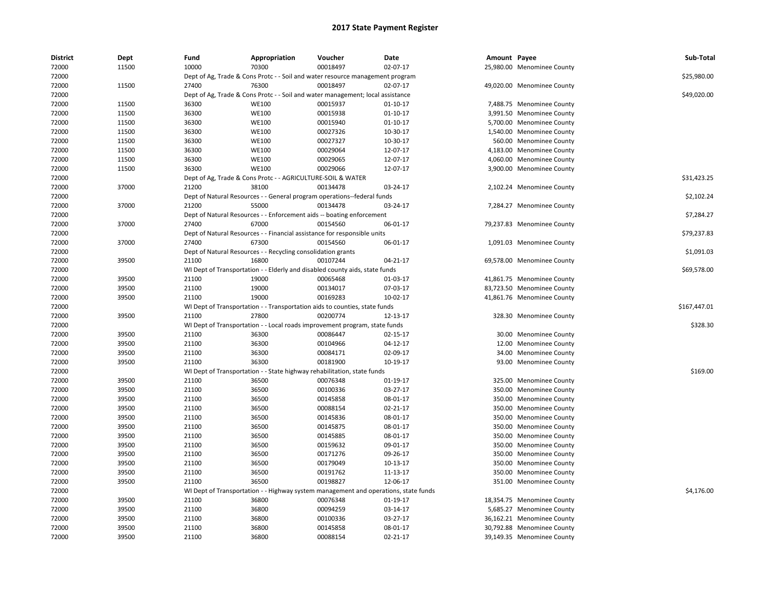# 2017 State Payment Register

| District | Dept | Fund | Appropriation | Voucher | Date | Amount | Payee | Sub-Total |
|---|---|---|---|---|---|---|---|---|
| 72000 | 11500 | 10000 | 70300 | 00018497 | 02-07-17 | 25,980.00 | Menominee County | |
| 72000 | | Dept of Ag, Trade & Cons Protc - - Soil and water resource management program | | | | | | $25,980.00 |
| 72000 | 11500 | 27400 | 76300 | 00018497 | 02-07-17 | 49,020.00 | Menominee County | |
| 72000 | | Dept of Ag, Trade & Cons Protc - - Soil and water management; local assistance | | | | | | $49,020.00 |
| 72000 | 11500 | 36300 | WE100 | 00015937 | 01-10-17 | 7,488.75 | Menominee County | |
| 72000 | 11500 | 36300 | WE100 | 00015938 | 01-10-17 | 3,991.50 | Menominee County | |
| 72000 | 11500 | 36300 | WE100 | 00015940 | 01-10-17 | 5,700.00 | Menominee County | |
| 72000 | 11500 | 36300 | WE100 | 00027326 | 10-30-17 | 1,540.00 | Menominee County | |
| 72000 | 11500 | 36300 | WE100 | 00027327 | 10-30-17 | 560.00 | Menominee County | |
| 72000 | 11500 | 36300 | WE100 | 00029064 | 12-07-17 | 4,183.00 | Menominee County | |
| 72000 | 11500 | 36300 | WE100 | 00029065 | 12-07-17 | 4,060.00 | Menominee County | |
| 72000 | 11500 | 36300 | WE100 | 00029066 | 12-07-17 | 3,900.00 | Menominee County | |
| 72000 | | Dept of Ag, Trade & Cons Protc - - AGRICULTURE-SOIL & WATER | | | | | | $31,423.25 |
| 72000 | 37000 | 21200 | 38100 | 00134478 | 03-24-17 | 2,102.24 | Menominee County | |
| 72000 | | Dept of Natural Resources - - General program operations--federal funds | | | | | | $2,102.24 |
| 72000 | 37000 | 21200 | 55000 | 00134478 | 03-24-17 | 7,284.27 | Menominee County | |
| 72000 | | Dept of Natural Resources - - Enforcement aids -- boating enforcement | | | | | | $7,284.27 |
| 72000 | 37000 | 27400 | 67000 | 00154560 | 06-01-17 | 79,237.83 | Menominee County | |
| 72000 | | Dept of Natural Resources - - Financial assistance for responsible units | | | | | | $79,237.83 |
| 72000 | 37000 | 27400 | 67300 | 00154560 | 06-01-17 | 1,091.03 | Menominee County | |
| 72000 | | Dept of Natural Resources - - Recycling consolidation grants | | | | | | $1,091.03 |
| 72000 | 39500 | 21100 | 16800 | 00107244 | 04-21-17 | 69,578.00 | Menominee County | |
| 72000 | | WI Dept of Transportation - - Elderly and disabled county aids, state funds | | | | | | $69,578.00 |
| 72000 | 39500 | 21100 | 19000 | 00065468 | 01-03-17 | 41,861.75 | Menominee County | |
| 72000 | 39500 | 21100 | 19000 | 00134017 | 07-03-17 | 83,723.50 | Menominee County | |
| 72000 | 39500 | 21100 | 19000 | 00169283 | 10-02-17 | 41,861.76 | Menominee County | |
| 72000 | | WI Dept of Transportation - - Transportation aids to counties, state funds | | | | | | $167,447.01 |
| 72000 | 39500 | 21100 | 27800 | 00200774 | 12-13-17 | 328.30 | Menominee County | |
| 72000 | | WI Dept of Transportation - - Local roads improvement program, state funds | | | | | | $328.30 |
| 72000 | 39500 | 21100 | 36300 | 00086447 | 02-15-17 | 30.00 | Menominee County | |
| 72000 | 39500 | 21100 | 36300 | 00104966 | 04-12-17 | 12.00 | Menominee County | |
| 72000 | 39500 | 21100 | 36300 | 00084171 | 02-09-17 | 34.00 | Menominee County | |
| 72000 | 39500 | 21100 | 36300 | 00181900 | 10-19-17 | 93.00 | Menominee County | |
| 72000 | | WI Dept of Transportation - - State highway rehabilitation, state funds | | | | | | $169.00 |
| 72000 | 39500 | 21100 | 36500 | 00076348 | 01-19-17 | 325.00 | Menominee County | |
| 72000 | 39500 | 21100 | 36500 | 00100336 | 03-27-17 | 350.00 | Menominee County | |
| 72000 | 39500 | 21100 | 36500 | 00145858 | 08-01-17 | 350.00 | Menominee County | |
| 72000 | 39500 | 21100 | 36500 | 00088154 | 02-21-17 | 350.00 | Menominee County | |
| 72000 | 39500 | 21100 | 36500 | 00145836 | 08-01-17 | 350.00 | Menominee County | |
| 72000 | 39500 | 21100 | 36500 | 00145875 | 08-01-17 | 350.00 | Menominee County | |
| 72000 | 39500 | 21100 | 36500 | 00145885 | 08-01-17 | 350.00 | Menominee County | |
| 72000 | 39500 | 21100 | 36500 | 00159632 | 09-01-17 | 350.00 | Menominee County | |
| 72000 | 39500 | 21100 | 36500 | 00171276 | 09-26-17 | 350.00 | Menominee County | |
| 72000 | 39500 | 21100 | 36500 | 00179049 | 10-13-17 | 350.00 | Menominee County | |
| 72000 | 39500 | 21100 | 36500 | 00191762 | 11-13-17 | 350.00 | Menominee County | |
| 72000 | 39500 | 21100 | 36500 | 00198827 | 12-06-17 | 351.00 | Menominee County | |
| 72000 | | WI Dept of Transportation - - Highway system management and operations, state funds | | | | | | $4,176.00 |
| 72000 | 39500 | 21100 | 36800 | 00076348 | 01-19-17 | 18,354.75 | Menominee County | |
| 72000 | 39500 | 21100 | 36800 | 00094259 | 03-14-17 | 5,685.27 | Menominee County | |
| 72000 | 39500 | 21100 | 36800 | 00100336 | 03-27-17 | 36,162.21 | Menominee County | |
| 72000 | 39500 | 21100 | 36800 | 00145858 | 08-01-17 | 30,792.88 | Menominee County | |
| 72000 | 39500 | 21100 | 36800 | 00088154 | 02-21-17 | 39,149.35 | Menominee County | |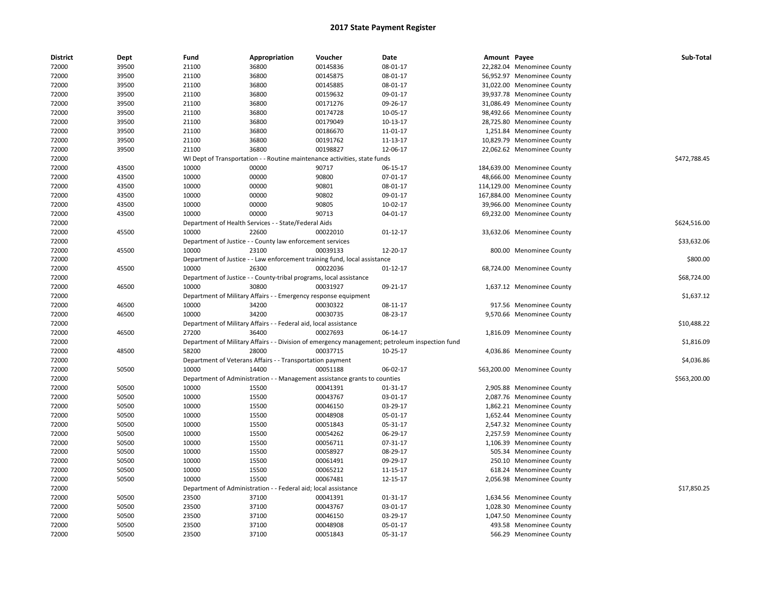## 2017 State Payment Register

| District | Dept | Fund | Appropriation | Voucher | Date | Amount | Payee | Sub-Total |
|---|---|---|---|---|---|---|---|---|
| 72000 | 39500 | 21100 | 36800 | 00145836 | 08-01-17 | 22,282.04 | Menominee County | |
| 72000 | 39500 | 21100 | 36800 | 00145875 | 08-01-17 | 56,952.97 | Menominee County | |
| 72000 | 39500 | 21100 | 36800 | 00145885 | 08-01-17 | 31,022.00 | Menominee County | |
| 72000 | 39500 | 21100 | 36800 | 00159632 | 09-01-17 | 39,937.78 | Menominee County | |
| 72000 | 39500 | 21100 | 36800 | 00171276 | 09-26-17 | 31,086.49 | Menominee County | |
| 72000 | 39500 | 21100 | 36800 | 00174728 | 10-05-17 | 98,492.66 | Menominee County | |
| 72000 | 39500 | 21100 | 36800 | 00179049 | 10-13-17 | 28,725.80 | Menominee County | |
| 72000 | 39500 | 21100 | 36800 | 00186670 | 11-01-17 | 1,251.84 | Menominee County | |
| 72000 | 39500 | 21100 | 36800 | 00191762 | 11-13-17 | 10,829.79 | Menominee County | |
| 72000 | 39500 | 21100 | 36800 | 00198827 | 12-06-17 | 22,062.62 | Menominee County | |
| 72000 | | WI Dept of Transportation - - Routine maintenance activities, state funds | | | | | | $472,788.45 |
| 72000 | 43500 | 10000 | 00000 | 90717 | 06-15-17 | 184,639.00 | Menominee County | |
| 72000 | 43500 | 10000 | 00000 | 90800 | 07-01-17 | 48,666.00 | Menominee County | |
| 72000 | 43500 | 10000 | 00000 | 90801 | 08-01-17 | 114,129.00 | Menominee County | |
| 72000 | 43500 | 10000 | 00000 | 90802 | 09-01-17 | 167,884.00 | Menominee County | |
| 72000 | 43500 | 10000 | 00000 | 90805 | 10-02-17 | 39,966.00 | Menominee County | |
| 72000 | 43500 | 10000 | 00000 | 90713 | 04-01-17 | 69,232.00 | Menominee County | |
| 72000 | | Department of Health Services - - State/Federal Aids | | | | | | $624,516.00 |
| 72000 | 45500 | 10000 | 22600 | 00022010 | 01-12-17 | 33,632.06 | Menominee County | |
| 72000 | | Department of Justice - - County law enforcement services | | | | | | $33,632.06 |
| 72000 | 45500 | 10000 | 23100 | 00039133 | 12-20-17 | 800.00 | Menominee County | |
| 72000 | | Department of Justice - - Law enforcement training fund, local assistance | | | | | | $800.00 |
| 72000 | 45500 | 10000 | 26300 | 00022036 | 01-12-17 | 68,724.00 | Menominee County | |
| 72000 | | Department of Justice - - County-tribal programs, local assistance | | | | | | $68,724.00 |
| 72000 | 46500 | 10000 | 30800 | 00031927 | 09-21-17 | 1,637.12 | Menominee County | |
| 72000 | | Department of Military Affairs - - Emergency response equipment | | | | | | $1,637.12 |
| 72000 | 46500 | 10000 | 34200 | 00030322 | 08-11-17 | 917.56 | Menominee County | |
| 72000 | 46500 | 10000 | 34200 | 00030735 | 08-23-17 | 9,570.66 | Menominee County | |
| 72000 | | Department of Military Affairs - - Federal aid, local assistance | | | | | | $10,488.22 |
| 72000 | 46500 | 27200 | 36400 | 00027693 | 06-14-17 | 1,816.09 | Menominee County | |
| 72000 | | Department of Military Affairs - - Division of emergency management; petroleum inspection fund | | | | | | $1,816.09 |
| 72000 | 48500 | 58200 | 28000 | 00037715 | 10-25-17 | 4,036.86 | Menominee County | |
| 72000 | | Department of Veterans Affairs - - Transportation payment | | | | | | $4,036.86 |
| 72000 | 50500 | 10000 | 14400 | 00051188 | 06-02-17 | 563,200.00 | Menominee County | |
| 72000 | | Department of Administration - - Management assistance grants to counties | | | | | | $563,200.00 |
| 72000 | 50500 | 10000 | 15500 | 00041391 | 01-31-17 | 2,905.88 | Menominee County | |
| 72000 | 50500 | 10000 | 15500 | 00043767 | 03-01-17 | 2,087.76 | Menominee County | |
| 72000 | 50500 | 10000 | 15500 | 00046150 | 03-29-17 | 1,862.21 | Menominee County | |
| 72000 | 50500 | 10000 | 15500 | 00048908 | 05-01-17 | 1,652.44 | Menominee County | |
| 72000 | 50500 | 10000 | 15500 | 00051843 | 05-31-17 | 2,547.32 | Menominee County | |
| 72000 | 50500 | 10000 | 15500 | 00054262 | 06-29-17 | 2,257.59 | Menominee County | |
| 72000 | 50500 | 10000 | 15500 | 00056711 | 07-31-17 | 1,106.39 | Menominee County | |
| 72000 | 50500 | 10000 | 15500 | 00058927 | 08-29-17 | 505.34 | Menominee County | |
| 72000 | 50500 | 10000 | 15500 | 00061491 | 09-29-17 | 250.10 | Menominee County | |
| 72000 | 50500 | 10000 | 15500 | 00065212 | 11-15-17 | 618.24 | Menominee County | |
| 72000 | 50500 | 10000 | 15500 | 00067481 | 12-15-17 | 2,056.98 | Menominee County | |
| 72000 | | Department of Administration - - Federal aid; local assistance | | | | | | $17,850.25 |
| 72000 | 50500 | 23500 | 37100 | 00041391 | 01-31-17 | 1,634.56 | Menominee County | |
| 72000 | 50500 | 23500 | 37100 | 00043767 | 03-01-17 | 1,028.30 | Menominee County | |
| 72000 | 50500 | 23500 | 37100 | 00046150 | 03-29-17 | 1,047.50 | Menominee County | |
| 72000 | 50500 | 23500 | 37100 | 00048908 | 05-01-17 | 493.58 | Menominee County | |
| 72000 | 50500 | 23500 | 37100 | 00051843 | 05-31-17 | 566.29 | Menominee County | |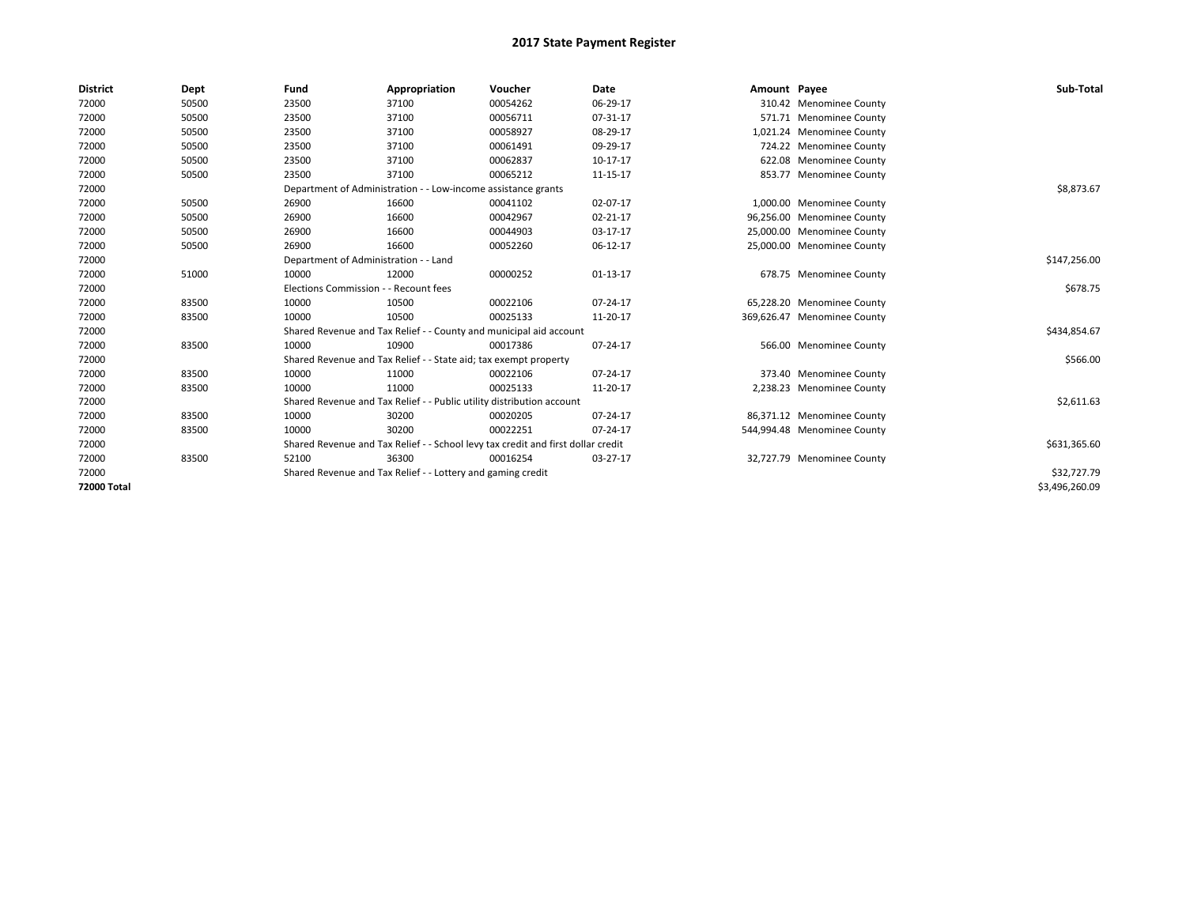# 2017 State Payment Register

| District | Dept | Fund | Appropriation | Voucher | Date | Amount | Payee | Sub-Total |
|---|---|---|---|---|---|---|---|---|
| 72000 | 50500 | 23500 | 37100 | 00054262 | 06-29-17 | 310.42 | Menominee County | |
| 72000 | 50500 | 23500 | 37100 | 00056711 | 07-31-17 | 571.71 | Menominee County | |
| 72000 | 50500 | 23500 | 37100 | 00058927 | 08-29-17 | 1,021.24 | Menominee County | |
| 72000 | 50500 | 23500 | 37100 | 00061491 | 09-29-17 | 724.22 | Menominee County | |
| 72000 | 50500 | 23500 | 37100 | 00062837 | 10-17-17 | 622.08 | Menominee County | |
| 72000 | 50500 | 23500 | 37100 | 00065212 | 11-15-17 | 853.77 | Menominee County | |
| 72000 | | Department of Administration - - Low-income assistance grants | | | | | | $8,873.67 |
| 72000 | 50500 | 26900 | 16600 | 00041102 | 02-07-17 | 1,000.00 | Menominee County | |
| 72000 | 50500 | 26900 | 16600 | 00042967 | 02-21-17 | 96,256.00 | Menominee County | |
| 72000 | 50500 | 26900 | 16600 | 00044903 | 03-17-17 | 25,000.00 | Menominee County | |
| 72000 | 50500 | 26900 | 16600 | 00052260 | 06-12-17 | 25,000.00 | Menominee County | |
| 72000 | | Department of Administration - - Land | | | | | | $147,256.00 |
| 72000 | 51000 | 10000 | 12000 | 00000252 | 01-13-17 | 678.75 | Menominee County | |
| 72000 | | Elections Commission - - Recount fees | | | | | | $678.75 |
| 72000 | 83500 | 10000 | 10500 | 00022106 | 07-24-17 | 65,228.20 | Menominee County | |
| 72000 | 83500 | 10000 | 10500 | 00025133 | 11-20-17 | 369,626.47 | Menominee County | |
| 72000 | | Shared Revenue and Tax Relief - - County and municipal aid account | | | | | | $434,854.67 |
| 72000 | 83500 | 10000 | 10900 | 00017386 | 07-24-17 | 566.00 | Menominee County | |
| 72000 | | Shared Revenue and Tax Relief - - State aid; tax exempt property | | | | | | $566.00 |
| 72000 | 83500 | 10000 | 11000 | 00022106 | 07-24-17 | 373.40 | Menominee County | |
| 72000 | 83500 | 10000 | 11000 | 00025133 | 11-20-17 | 2,238.23 | Menominee County | |
| 72000 | | Shared Revenue and Tax Relief - - Public utility distribution account | | | | | | $2,611.63 |
| 72000 | 83500 | 10000 | 30200 | 00020205 | 07-24-17 | 86,371.12 | Menominee County | |
| 72000 | 83500 | 10000 | 30200 | 00022251 | 07-24-17 | 544,994.48 | Menominee County | |
| 72000 | | Shared Revenue and Tax Relief - - School levy tax credit and first dollar credit | | | | | | $631,365.60 |
| 72000 | 83500 | 52100 | 36300 | 00016254 | 03-27-17 | 32,727.79 | Menominee County | |
| 72000 | | Shared Revenue and Tax Relief - - Lottery and gaming credit | | | | | | $32,727.79 |
| **72000 Total** | | | | | | | | $3,496,260.09 |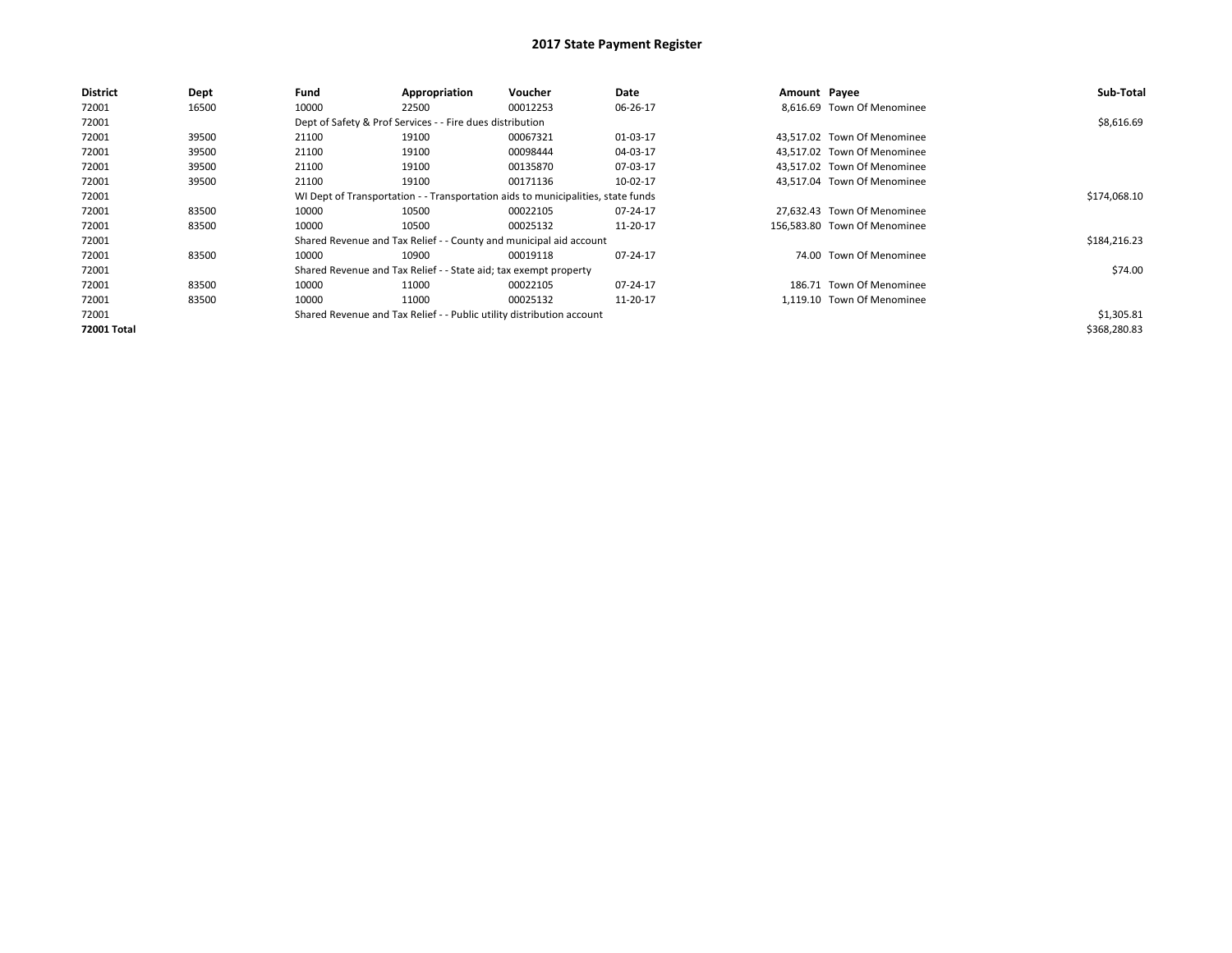# 2017 State Payment Register

| District | Dept | Fund | Appropriation | Voucher | Date | Amount | Payee | Sub-Total |
|---|---|---|---|---|---|---|---|---|
| 72001 | 16500 | 10000 | 22500 | 00012253 | 06-26-17 | 8,616.69 | Town Of Menominee | |
| 72001 | | Dept of Safety & Prof Services - - Fire dues distribution | | | | | | $8,616.69 |
| 72001 | 39500 | 21100 | 19100 | 00067321 | 01-03-17 | 43,517.02 | Town Of Menominee | |
| 72001 | 39500 | 21100 | 19100 | 00098444 | 04-03-17 | 43,517.02 | Town Of Menominee | |
| 72001 | 39500 | 21100 | 19100 | 00135870 | 07-03-17 | 43,517.02 | Town Of Menominee | |
| 72001 | 39500 | 21100 | 19100 | 00171136 | 10-02-17 | 43,517.04 | Town Of Menominee | |
| 72001 | | WI Dept of Transportation - - Transportation aids to municipalities, state funds | | | | | | $174,068.10 |
| 72001 | 83500 | 10000 | 10500 | 00022105 | 07-24-17 | 27,632.43 | Town Of Menominee | |
| 72001 | 83500 | 10000 | 10500 | 00025132 | 11-20-17 | 156,583.80 | Town Of Menominee | |
| 72001 | | Shared Revenue and Tax Relief - - County and municipal aid account | | | | | | $184,216.23 |
| 72001 | 83500 | 10000 | 10900 | 00019118 | 07-24-17 | 74.00 | Town Of Menominee | |
| 72001 | | Shared Revenue and Tax Relief - - State aid; tax exempt property | | | | | | $74.00 |
| 72001 | 83500 | 10000 | 11000 | 00022105 | 07-24-17 | 186.71 | Town Of Menominee | |
| 72001 | 83500 | 10000 | 11000 | 00025132 | 11-20-17 | 1,119.10 | Town Of Menominee | |
| 72001 | | Shared Revenue and Tax Relief - - Public utility distribution account | | | | | | $1,305.81 |
| **72001 Total** | | | | | | | | $368,280.83 |